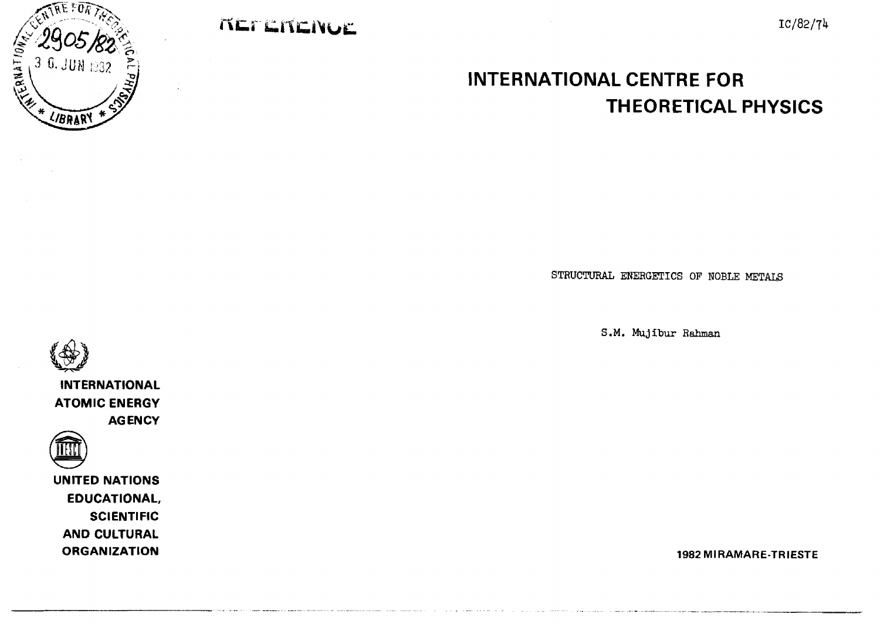REFERENCE

IC/82/74

# INTERNATIONAL CENTRE FOR THEORETICAL PHYSICS

STRUCTURAL ENERGETICS OF NOBLE METALS

S.M. Mujibur Rahman

INTERNATIONAL ATOMIC ENERGY AGENCY

UNITED NATIONS EDUCATIONAL, SCIENTIFIC AND CULTURAL ORGANIZATION

1982 MIRAMARE-TRIESTE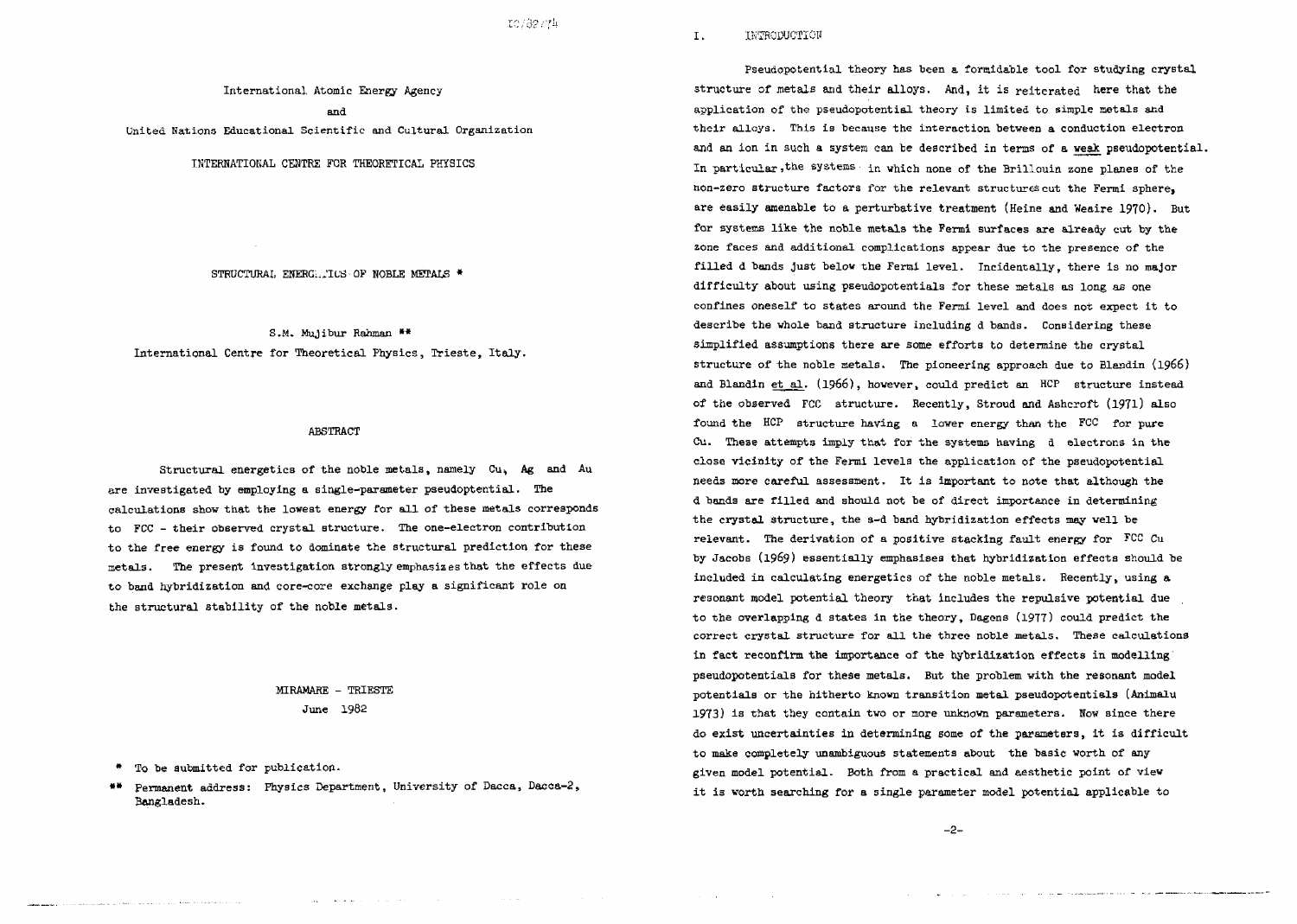IC/82/74

International Atomic Energy Agency

and

United Nations Educational Scientific and Cultural Organization

INTERNATIONAL CENTRE FOR THEORETICAL PHYSICS

STRUCTURAL ENERGETICS OF NOBLE METALS *

S.M. Mujibur Rahman **

International Centre for Theoretical Physics, Trieste, Italy.

ABSTRACT

Structural energetics of the noble metals, namely Cu, Ag and Au are investigated by employing a single-parameter pseudoptential. The calculations show that the lowest energy for all of these metals corresponds to FCC - their observed crystal structure. The one-electron contribution to the free energy is found to dominate the structural prediction for these metals. The present investigation strongly emphasizes that the effects due to band hybridization and core-core exchange play a significant role on the structural stability of the noble metals.

MIRAMARE - TRIESTE

June 1982

\* To be submitted for publication.

\*\* Permanent address: Physics Department, University of Dacca, Dacca-2, Bangladesh.

## I. INTRODUCTION

Pseudopotential theory has been a formidable tool for studying crystal structure of metals and their alloys. And, it is reiterated here that the application of the pseudopotential theory is limited to simple metals and their alloys. This is because the interaction between a conduction electron and an ion in such a system can be described in terms of a weak pseudopotential. In particular, the systems in which none of the Brillouin zone planes of the non-zero structure factors for the relevant structures cut the Fermi sphere, are easily amenable to a perturbative treatment (Heine and Weaire 1970). But for systems like the noble metals the Fermi surfaces are already cut by the zone faces and additional complications appear due to the presence of the filled d bands just below the Fermi level. Incidentally, there is no major difficulty about using pseudopotentials for these metals as long as one confines oneself to states around the Fermi level and does not expect it to describe the whole band structure including d bands. Considering these simplified assumptions there are some efforts to determine the crystal structure of the noble metals. The pioneering approach due to Blandin (1966) and Blandin et al. (1966), however, could predict an HCP structure instead of the observed FCC structure. Recently, Stroud and Ashcroft (1971) also found the HCP structure having a lower energy than the FCC for pure Cu. These attempts imply that for the systems having d electrons in the close vicinity of the Fermi levels the application of the pseudopotential needs more careful assessment. It is important to note that although the d bands are filled and should not be of direct importance in determining the crystal structure, the s-d band hybridization effects may well be relevant. The derivation of a positive stacking fault energy for FCC Cu by Jacobs (1969) essentially emphasises that hybridization effects should be included in calculating energetics of the noble metals. Recently, using a resonant model potential theory that includes the repulsive potential due to the overlapping d states in the theory, Dagens (1977) could predict the correct crystal structure for all the three noble metals. These calculations in fact reconfirm the importance of the hybridization effects in modelling pseudopotentials for these metals. But the problem with the resonant model potentials or the hitherto known transition metal pseudopotentials (Animalu 1973) is that they contain two or more unknown parameters. Now since there do exist uncertainties in determining some of the parameters, it is difficult to make completely unambiguous statements about the basic worth of any given model potential. Both from a practical and aesthetic point of view it is worth searching for a single parameter model potential applicable to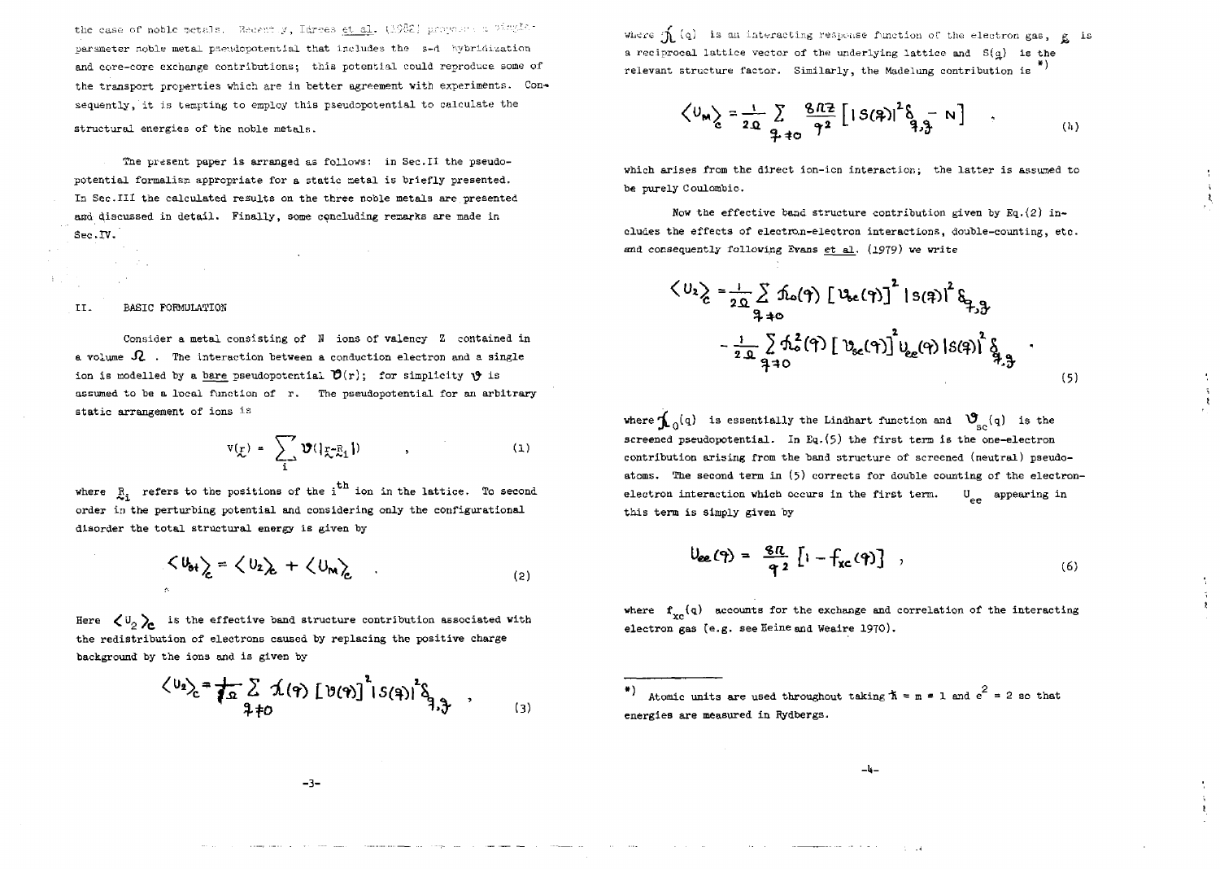the case of noble metals. Recently, Idrees et al. (1982) proposed a single-parameter noble metal pseudopotential that includes the s-d hybridization and core-core exchange contributions; this potential could reproduce some of the transport properties which are in better agreement with experiments. Consequently, it is tempting to employ this pseudopotential to calculate the structural energies of the noble metals.

The present paper is arranged as follows: in Sec.II the pseudopotential formalism appropriate for a static metal is briefly presented. In Sec.III the calculated results on the three noble metals are presented and discussed in detail. Finally, some concluding remarks are made in Sec.IV.

## II. BASIC FORMULATION

Consider a metal consisting of N ions of valency Z contained in a volume $\Omega$. The interaction between a conduction electron and a single ion is modelled by a bare pseudopotential $\mathcal{V}(r)$; for simplicity $\mathcal{V}$ is assumed to be a local function of r. The pseudopotential for an arbitrary static arrangement of ions is

$$V(\underset{\sim}{r}) = \sum_{i} \mathcal{V}(|\underset{\sim}{r}-\underset{\sim}{R}_i|) \quad , \tag{1}$$

where $\underset{\sim}{R}_i$ refers to the positions of the $i^{th}$ ion in the lattice. To second order in the perturbing potential and considering only the configurational disorder the total structural energy is given by

$$\langle U_{st} \rangle_c = \langle U_2 \rangle_c + \langle U_M \rangle_c \quad . \tag{2}$$

Here $\langle U_2 \rangle_c$ is the effective band structure contribution associated with the redistribution of electrons caused by replacing the positive charge background by the ions and is given by

$$\langle U_2 \rangle_c = \frac{1}{\Omega} \sum_{q \neq 0} \chi(q) \left[ \mathcal{V}(q) \right]^2 |S(q)|^2 \delta_{q,g} \quad , \tag{3}$$

where $\chi(q)$ is an interacting response function of the electron gas, $g$ is a reciprocal lattice vector of the underlying lattice and $S(q)$ is the relevant structure factor. Similarly, the Madelung contribution is *)

$$\langle U_M \rangle_c = \frac{1}{2\Omega} \sum_{q \neq 0} \frac{8\pi Z}{q^2} \left[ |S(q)|^2 \delta_{q,g} - N \right] \quad , \tag{4}$$

which arises from the direct ion-ion interaction; the latter is assumed to be purely Coulombic.

Now the effective band structure contribution given by Eq.(2) includes the effects of electron-electron interactions, double-counting, etc. and consequently following Evans et al. (1979) we write

$$\langle U_2 \rangle_c = \frac{1}{2\Omega} \sum_{q \neq 0} \chi_0(q) \left[ \mathcal{V}_{sc}(q) \right]^2 |S(q)|^2 \delta_{q,g} - \frac{1}{2\Omega} \sum_{q \neq 0} \chi_0^2(q) \left[ \mathcal{V}_{sc}(q) \right]^2 U_{ee}(q) |S(q)|^2 \delta_{q,g} \quad , \tag{5}$$

where $\chi_0(q)$ is essentially the Lindhart function and $\mathcal{V}_{sc}(q)$ is the screened pseudopotential. In Eq.(5) the first term is the one-electron contribution arising from the band structure of screened (neutral) pseudoatoms. The second term in (5) corrects for double counting of the electron-electron interaction which occurs in the first term. $U_{ee}$ appearing in this term is simply given by

$$U_{ee}(q) = \frac{8\pi}{q^2} \left[ 1 - f_{xc}(q) \right] \quad , \tag{6}$$

where $f_{xc}(q)$ accounts for the exchange and correlation of the interacting electron gas (e.g. see Heine and Weaire 1970).

---

*) Atomic units are used throughout taking $\hbar = m = 1$ and $e^2 = 2$ so that energies are measured in Rydbergs.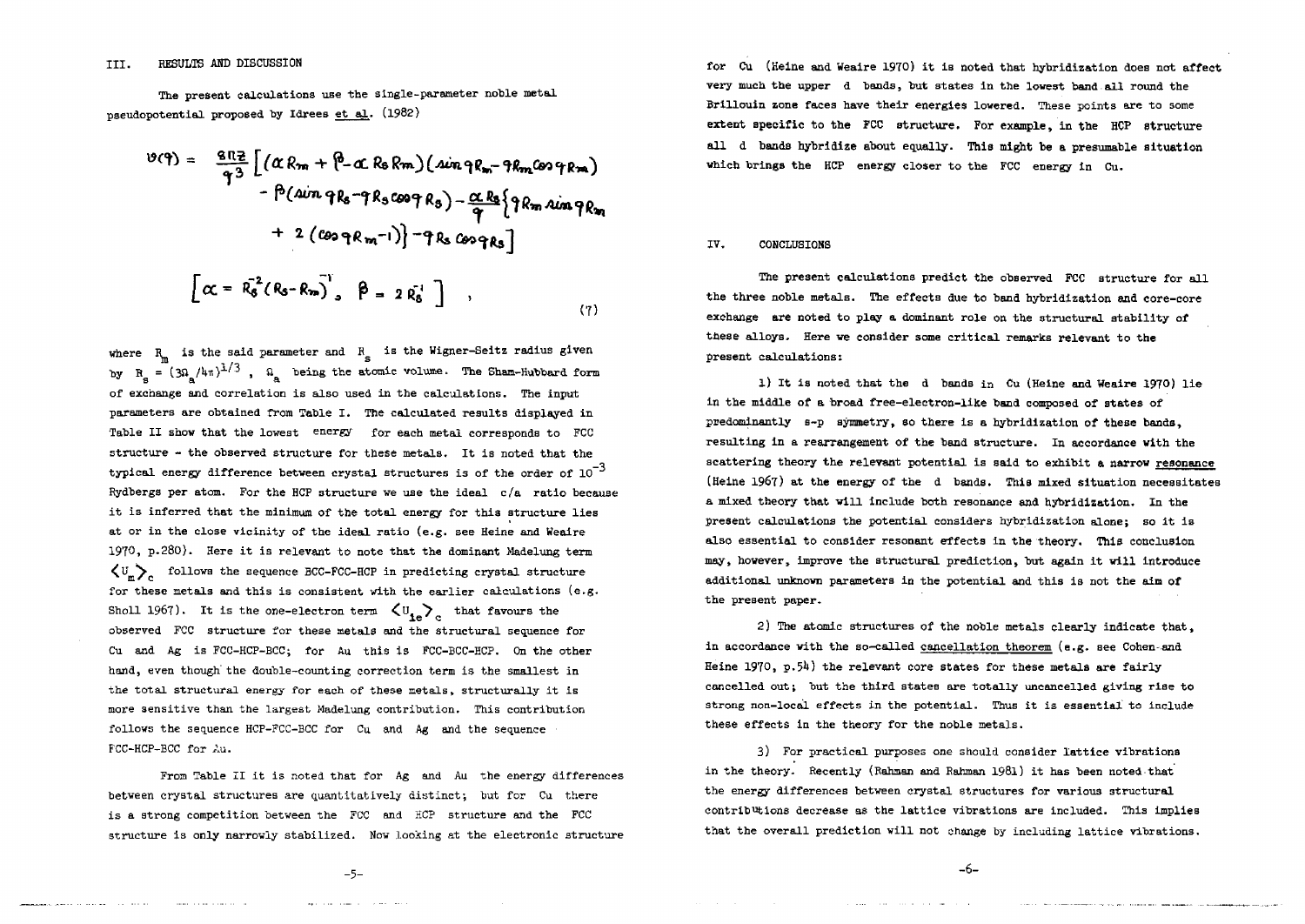## III. RESULTS AND DISCUSSION

The present calculations use the single-parameter noble metal pseudopotential proposed by Idrees *et al.* (1982)

$$v(q) = \frac{8\pi Z}{q^3}\Big[(\alpha R_m + \beta - \alpha R_s R_m)(\sin qR_m - qR_m\cos qR_m) - \beta(\sin qR_s - qR_s\cos qR_s) - \frac{\alpha R_s}{q}\{qR_m\sin qR_m + 2(\cos qR_m - 1)\} - qR_s\cos qR_s\Big]$$

$$\left[\alpha = R_s^{-2}(R_s - R_m)^{-1},\quad \beta = 2R_s^{-1}\right] \qquad (7)$$

where $R_m$ is the said parameter and $R_s$ is the Wigner-Seitz radius given by $R_s = (3\Omega_a/4\pi)^{1/3}$, $\Omega_a$ being the atomic volume. The Sham-Hubbard form of exchange and correlation is also used in the calculations. The input parameters are obtained from Table I. The calculated results displayed in Table II show that the lowest energy for each metal corresponds to FCC structure - the observed structure for these metals. It is noted that the typical energy difference between crystal structures is of the order of $10^{-3}$ Rydbergs per atom. For the HCP structure we use the ideal c/a ratio because it is inferred that the minimum of the total energy for this structure lies at or in the close vicinity of the ideal ratio (e.g. see Heine and Weaire 1970, p.280). Here it is relevant to note that the dominant Madelung term $\langle U_m \rangle_c$ follows the sequence BCC-FCC-HCP in predicting crystal structure for these metals and this is consistent with the earlier calculations (e.g. Sholl 1967). It is the one-electron term $\langle U_{1e} \rangle_c$ that favours the observed FCC structure for these metals and the structural sequence for Cu and Ag is FCC-HCP-BCC; for Au this is FCC-BCC-HCP. On the other hand, even though the double-counting correction term is the smallest in the total structural energy for each of these metals, structurally it is more sensitive than the largest Madelung contribution. This contribution follows the sequence HCP-FCC-BCC for Cu and Ag and the sequence FCC-HCP-BCC for Au.

From Table II it is noted that for Ag and Au the energy differences between crystal structures are quantitatively distinct; but for Cu there is a strong competition between the FCC and HCP structure and the FCC structure is only narrowly stabilized. Now looking at the electronic structure for Cu (Heine and Weaire 1970) it is noted that hybridization does not affect very much the upper d bands, but states in the lowest band all round the Brillouin zone faces have their energies lowered. These points are to some extent specific to the FCC structure. For example, in the HCP structure all d bands hybridize about equally. This might be a presumable situation which brings the HCP energy closer to the FCC energy in Cu.

## IV. CONCLUSIONS

The present calculations predict the observed FCC structure for all the three noble metals. The effects due to band hybridization and core-core exchange are noted to play a dominant role on the structural stability of these alloys. Here we consider some critical remarks relevant to the present calculations:

1) It is noted that the d bands in Cu (Heine and Weaire 1970) lie in the middle of a broad free-electron-like band composed of states of predominantly s-p symmetry, so there is a hybridization of these bands, resulting in a rearrangement of the band structure. In accordance with the scattering theory the relevant potential is said to exhibit a narrow resonance (Heine 1967) at the energy of the d bands. This mixed situation necessitates a mixed theory that will include both resonance and hybridization. In the present calculations the potential considers hybridization alone; so it is also essential to consider resonant effects in the theory. This conclusion may, however, improve the structural prediction, but again it will introduce additional unknown parameters in the potential and this is not the aim of the present paper.

2) The atomic structures of the noble metals clearly indicate that, in accordance with the so-called cancellation theorem (e.g. see Cohen and Heine 1970, p.54) the relevant core states for these metals are fairly cancelled out; but the third states are totally uncancelled giving rise to strong non-local effects in the potential. Thus it is essential to include these effects in the theory for the noble metals.

3) For practical purposes one should consider lattice vibrations in the theory. Recently (Rahman and Rahman 1981) it has been noted that the energy differences between crystal structures for various structural contributions decrease as the lattice vibrations are included. This implies that the overall prediction will not change by including lattice vibrations.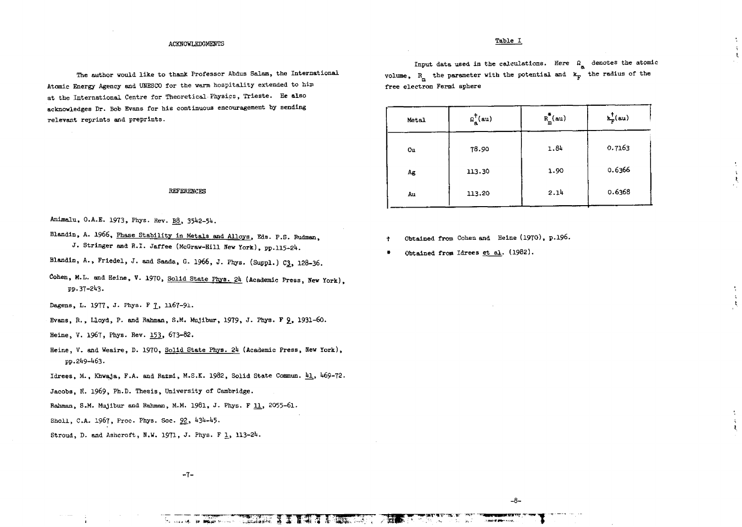## ACKNOWLEDGMENTS

The author would like to thank Professor Abdus Salam, the International Atomic Energy Agency and UNESCO for the warm hospitality extended to him at the International Centre for Theoretical Physics, Trieste. He also acknowledges Dr. Bob Evans for his continuous encouragement by sending relevant reprints and preprints.

## REFERENCES

Animalu, O.A.E. 1973, Phys. Rev. B8, 3542-54.

Blandin, A. 1966, Phase Stability in Metals and Alloys, Eds. P.S. Rudman, J. Stringer and R.I. Jaffee (McGraw-Hill New York), pp.115-24.

Blandin, A., Friedel, J. and Saada, G. 1966, J. Phys. (Suppl.) C3, 128-36.

Cohen, M.L. and Heine, V. 1970, Solid State Phys. 24 (Academic Press, New York), pp.37-243.

Dagens, L. 1977, J. Phys. F 7, 1167-91.

Evans, R., Lloyd, P. and Rahman, S.M. Mujibur, 1979, J. Phys. F 9, 1931-60.

Heine, V. 1967, Phys. Rev. 153, 673-82.

Heine, V. and Weaire, D. 1970, Solid State Phys. 24 (Academic Press, New York), pp.249-463.

Idrees, M., Khwaja, F.A. and Razmi, M.S.K. 1982, Solid State Commun. 41, 469-72.

Jacobs, R. 1969, Ph.D. Thesis, University of Cambridge.

Rahman, S.M. Mujibur and Rahman, M.M. 1981, J. Phys. F 11, 2055-61.

Sholl, C.A. 1967, Proc. Phys. Soc. 92, 434-45.

Stroud, D. and Ashcroft, N.W. 1971, J. Phys. F 1, 113-24.

## Table I

Input data used in the calculations. Here $\Omega_a$ denotes the atomic volume, $R_m$ the parameter with the potential and $k_F$ the radius of the free electron Fermi sphere

| Metal | $\Omega_a^{\dagger}$(au) | $R_m^{*}$(au) | $k_F^{\dagger}$(au) |
|---|---|---|---|
| Cu | 78.90 | 1.84 | 0.7163 |
| Ag | 113.30 | 1.90 | 0.6366 |
| Au | 113.20 | 2.14 | 0.6368 |

† Obtained from Cohen and Heine (1970), p.196.

\* Obtained from Idrees et al. (1982).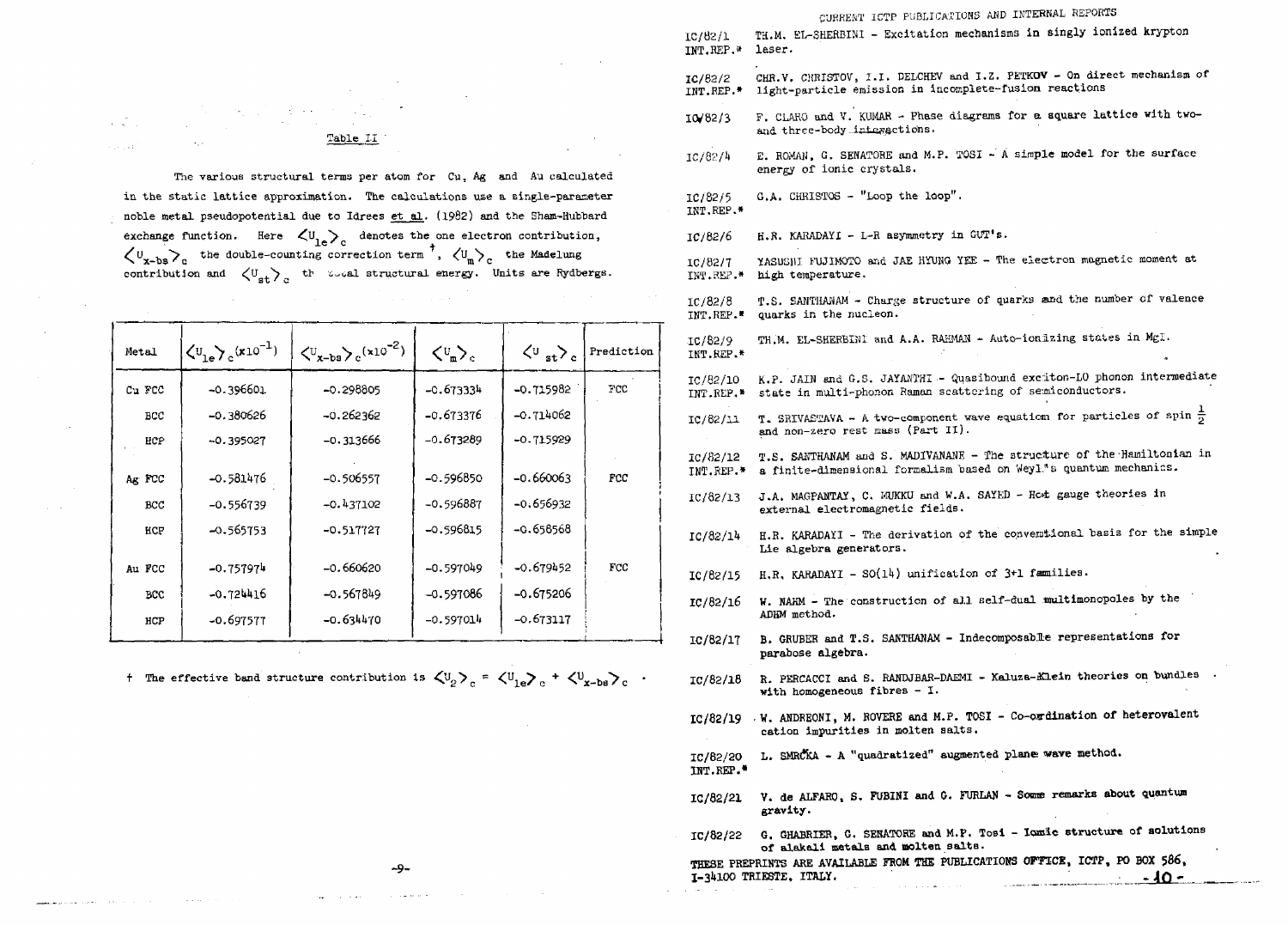## Table II

The various structural terms per atom for Cu, Ag and Au calculated in the static lattice approximation. The calculations use a single-parameter noble metal pseudopotential due to Idrees *et al.* (1982) and the Sham-Hubbard exchange function. Here $\langle U_{1e} \rangle_c$ denotes the one electron contribution, $\langle U_{x-bs} \rangle_c$ the double-counting correction term †, $\langle U_m \rangle_c$ the Madelung contribution and $\langle U_{st} \rangle_c$ the total structural energy. Units are Rydbergs.

| Metal | $\langle U_{1e} \rangle_c (\times 10^{-1})$ | $\langle U_{x-bs} \rangle_c (\times 10^{-2})$ | $\langle U_m \rangle_c$ | $\langle U_{st} \rangle_c$ | Prediction |
|---|---|---|---|---|---|
| Cu FCC | -0.396601 | -0.298805 | -0.673334 | -0.715982 | FCC |
| BCC | -0.380626 | -0.262362 | -0.673376 | -0.714062 | |
| HCP | -0.395027 | -0.313666 | -0.673289 | -0.715929 | |
| Ag FCC | -0.581476 | -0.506557 | -0.596850 | -0.660063 | FCC |
| BCC | -0.556739 | -0.437102 | -0.596887 | -0.656932 | |
| HCP | -0.565753 | -0.517727 | -0.596815 | -0.658568 | |
| Au FCC | -0.757974 | -0.660620 | -0.597049 | -0.679452 | FCC |
| BCC | -0.724416 | -0.567849 | -0.597086 | -0.675206 | |
| HCP | -0.697577 | -0.634470 | -0.597014 | -0.673117 | |

† The effective band structure contribution is $\langle U_2 \rangle_c = \langle U_{1e} \rangle_c + \langle U_{x-bs} \rangle_c$ .

CURRENT ICTP PUBLICATIONS AND INTERNAL REPORTS

IC/82/1 INT.REP.* TH.M. EL-SHERBINI - Excitation mechanisms in singly ionized krypton laser.

IC/82/2 INT.REP.* CHR.V. CHRISTOV, I.I. DELCHEV and I.Z. PETKOV - On direct mechanism of light-particle emission in incomplete-fusion reactions

IC/82/3 F. CLARO and V. KUMAR - Phase diagrams for a square lattice with two- and three-body interactions.

IC/82/4 E. ROMAN, G. SENATORE and M.P. TOSI - A simple model for the surface energy of ionic crystals.

IC/82/5 INT.REP.* G.A. CHRISTOS - "Loop the loop".

IC/82/6 H.R. KARADAYI - L-R asymmetry in GUT's.

IC/82/7 INT.REP.* YASUSHI FUJIMOTO and JAE HYUNG YEE - The electron magnetic moment at high temperature.

IC/82/8 INT.REP.* T.S. SANTHANAM - Charge structure of quarks and the number of valence quarks in the nucleon.

IC/82/9 INT.REP.* TH.M. EL-SHERBINI and A.A. RAHMAN - Auto-ionizing states in MgI.

IC/82/10 INT.REP.* K.P. JAIN and G.S. JAYANTHI - Quasibound exciton-LO phonon intermediate state in multi-phonon Raman scattering of semiconductors.

IC/82/11 T. SRIVASTAVA - A two-component wave equation for particles of spin $\frac{1}{2}$ and non-zero rest mass (Part II).

IC/82/12 INT.REP.* T.S. SANTHANAM and S. MADIVANANE - The structure of the Hamiltonian in a finite-dimensional formalism based on Weyl's quantum mechanics.

IC/82/13 J.A. MAGPANTAY, C. MUKKU and W.A. SAYED - Hot gauge theories in external electromagnetic fields.

IC/82/14 H.R. KARADAYI - The derivation of the conventional basis for the simple Lie algebra generators.

IC/82/15 H.R. KARADAYI - SO(14) unification of 3+1 families.

IC/82/16 W. NAHM - The construction of all self-dual multimonopoles by the ADHM method.

IC/82/17 B. GRUBER and T.S. SANTHANAM - Indecomposable representations for parabose algebra.

IC/82/18 R. PERCACCI and S. RANDJBAR-DAEMI - Kaluza-Klein theories on bundles with homogeneous fibres - I.

IC/82/19 W. ANDREONI, M. ROVERE and M.P. TOSI - Co-ordination of heterovalent cation impurities in molten salts.

IC/82/20 INT.REP.* L. SMRČKA - A "quadratized" augmented plane wave method.

IC/82/21 V. de ALFARO, S. FUBINI and G. FURLAN - Some remarks about quantum gravity.

IC/82/22 G. CHABRIER, G. SENATORE and M.P. TOSI - Ionic structure of solutions of alakali metals and molten salts.

THESE PREPRINTS ARE AVAILABLE FROM THE PUBLICATIONS OFFICE, ICTP, PO BOX 586, I-34100 TRIESTE, ITALY.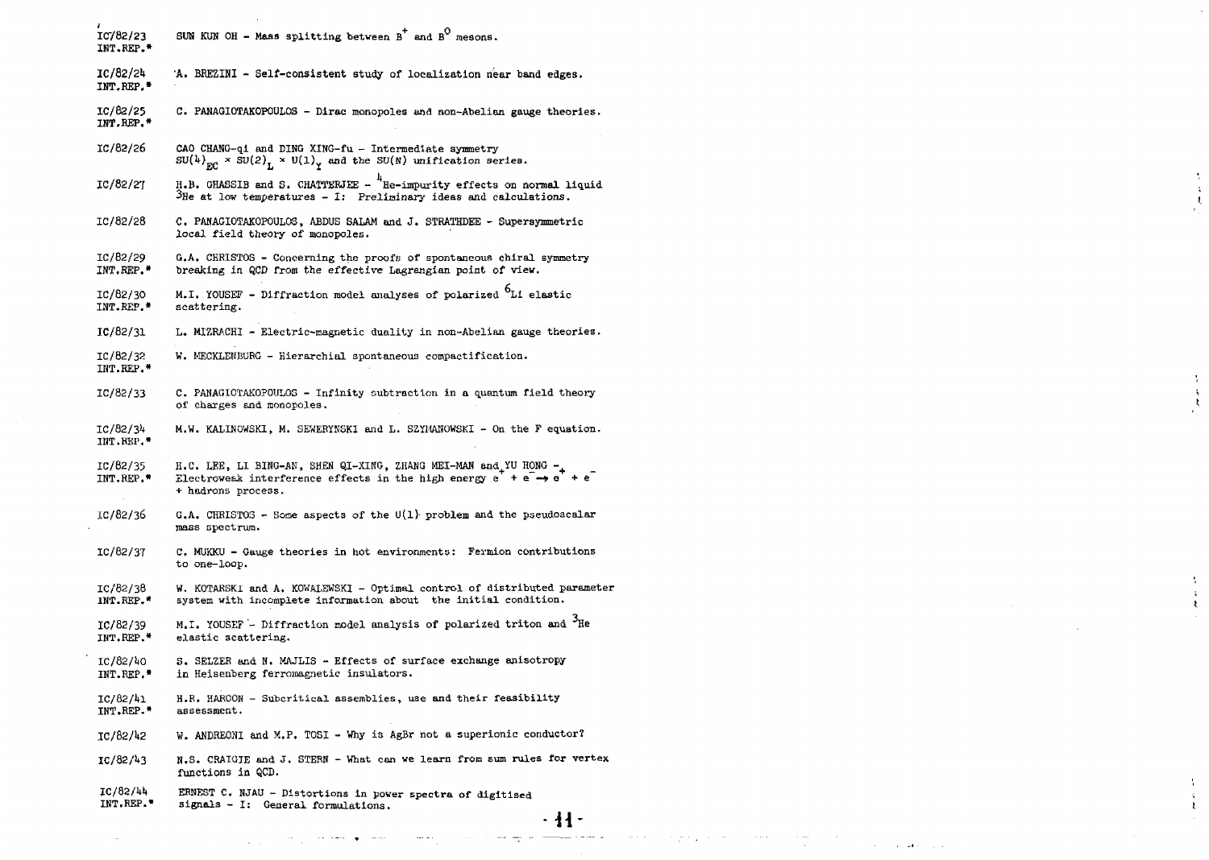IC/82/23 INT.REP.* SUN KUN OH - Mass splitting between $B^+$ and $B^0$ mesons.

IC/82/24 INT.REP.* A. BREZINI - Self-consistent study of localization near band edges.

IC/82/25 INT.REP.* C. PANAGIOTAKOPOULOS - Dirac monopoles and non-Abelian gauge theories.

IC/82/26 CAO CHANG-qi and DING XING-fu - Intermediate symmetry $SU(4)_{EC} \times SU(2)_L \times U(1)_Y$ and the SU(N) unification series.

IC/82/27 H.B. GHASSIB and S. CHATTERJEE - $^4$He-impurity effects on normal liquid $^3$He at low temperatures - I: Preliminary ideas and calculations.

IC/82/28 C. PANAGIOTAKOPOULOS, ABDUS SALAM and J. STRATHDEE - Supersymmetric local field theory of monopoles.

IC/82/29 INT.REP.* G.A. CHRISTOS - Concerning the proofs of spontaneous chiral symmetry breaking in QCD from the effective Lagrangian point of view.

IC/82/30 INT.REP.* M.I. YOUSEF - Diffraction model analyses of polarized $^6$Li elastic scattering.

IC/82/31 L. MIZRACHI - Electric-magnetic duality in non-Abelian gauge theories.

IC/82/32 INT.REP.* W. MECKLENBURG - Hierarchial spontaneous compactification.

IC/82/33 C. PANAGIOTAKOPOULOS - Infinity subtraction in a quantum field theory of charges and monopoles.

IC/82/34 INT.REP.* M.W. KALINOWSKI, M. SEWERYNSKI and L. SZYMANOWSKI - On the F equation.

IC/82/35 INT.REP.* H.C. LEE, LI BING-AN, SHEN QI-XING, ZHANG MEI-MAN and YU HONG - Electroweak interference effects in the high energy $e^+ + e^- \rightarrow e^+ + e^-$ + hadrons process.

IC/82/36 G.A. CHRISTOS - Some aspects of the U(1) problem and the pseudoscalar mass spectrum.

IC/82/37 C. MUKKU - Gauge theories in hot environments: Fermion contributions to one-loop.

IC/82/38 INT.REP.* W. KOTARSKI and A. KOWALEWSKI - Optimal control of distributed parameter system with incomplete information about the initial condition.

IC/82/39 INT.REP.* M.I. YOUSEF - Diffraction model analysis of polarized triton and $^3$He elastic scattering.

IC/82/40 INT.REP.* S. SELZER and N. MAJLIS - Effects of surface exchange anisotropy in Heisenberg ferromagnetic insulators.

IC/82/41 INT.REP.* H.R. HAROON - Subcritical assemblies, use and their feasibility assessment.

IC/82/42 W. ANDREONI and M.P. TOSI - Why is AgBr not a superionic conductor?

IC/82/43 N.S. CRAIGIE and J. STERN - What can we learn from sum rules for vertex functions in QCD.

IC/82/44 INT.REP.* ERNEST C. NJAU - Distortions in power spectra of digitised signals - I: General formulations.